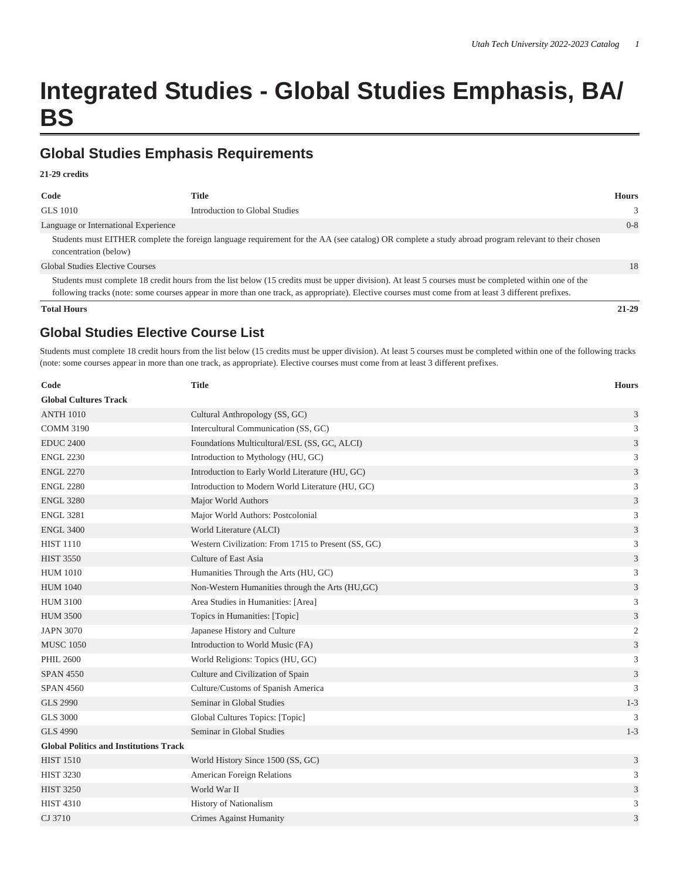# Integrated Studies - Global Studies Emphasis, BA/BS

## Global Studies Emphasis Requirements

**21-29 credits**

| Code | Title | Hours |
|---|---|---|
| GLS 1010 | Introduction to Global Studies | 3 |
| Language or International Experience | | 0-8 |
| Students must EITHER complete the foreign language requirement for the AA (see catalog) OR complete a study abroad program relevant to their chosen concentration (below) | | |
| Global Studies Elective Courses | | 18 |
| Students must complete 18 credit hours from the list below (15 credits must be upper division). At least 5 courses must be completed within one of the following tracks (note: some courses appear in more than one track, as appropriate). Elective courses must come from at least 3 different prefixes. | | |
| **Total Hours** | | **21-29** |

## Global Studies Elective Course List

Students must complete 18 credit hours from the list below (15 credits must be upper division). At least 5 courses must be completed within one of the following tracks (note: some courses appear in more than one track, as appropriate). Elective courses must come from at least 3 different prefixes.

| Code | Title | Hours |
|---|---|---|
| **Global Cultures Track** | | |
| ANTH 1010 | Cultural Anthropology (SS, GC) | 3 |
| COMM 3190 | Intercultural Communication (SS, GC) | 3 |
| EDUC 2400 | Foundations Multicultural/ESL (SS, GC, ALCI) | 3 |
| ENGL 2230 | Introduction to Mythology (HU, GC) | 3 |
| ENGL 2270 | Introduction to Early World Literature (HU, GC) | 3 |
| ENGL 2280 | Introduction to Modern World Literature (HU, GC) | 3 |
| ENGL 3280 | Major World Authors | 3 |
| ENGL 3281 | Major World Authors: Postcolonial | 3 |
| ENGL 3400 | World Literature (ALCI) | 3 |
| HIST 1110 | Western Civilization: From 1715 to Present (SS, GC) | 3 |
| HIST 3550 | Culture of East Asia | 3 |
| HUM 1010 | Humanities Through the Arts (HU, GC) | 3 |
| HUM 1040 | Non-Western Humanities through the Arts (HU,GC) | 3 |
| HUM 3100 | Area Studies in Humanities: [Area] | 3 |
| HUM 3500 | Topics in Humanities: [Topic] | 3 |
| JAPN 3070 | Japanese History and Culture | 2 |
| MUSC 1050 | Introduction to World Music (FA) | 3 |
| PHIL 2600 | World Religions: Topics (HU, GC) | 3 |
| SPAN 4550 | Culture and Civilization of Spain | 3 |
| SPAN 4560 | Culture/Customs of Spanish America | 3 |
| GLS 2990 | Seminar in Global Studies | 1-3 |
| GLS 3000 | Global Cultures Topics: [Topic] | 3 |
| GLS 4990 | Seminar in Global Studies | 1-3 |
| **Global Politics and Institutions Track** | | |
| HIST 1510 | World History Since 1500 (SS, GC) | 3 |
| HIST 3230 | American Foreign Relations | 3 |
| HIST 3250 | World War II | 3 |
| HIST 4310 | History of Nationalism | 3 |
| CJ 3710 | Crimes Against Humanity | 3 |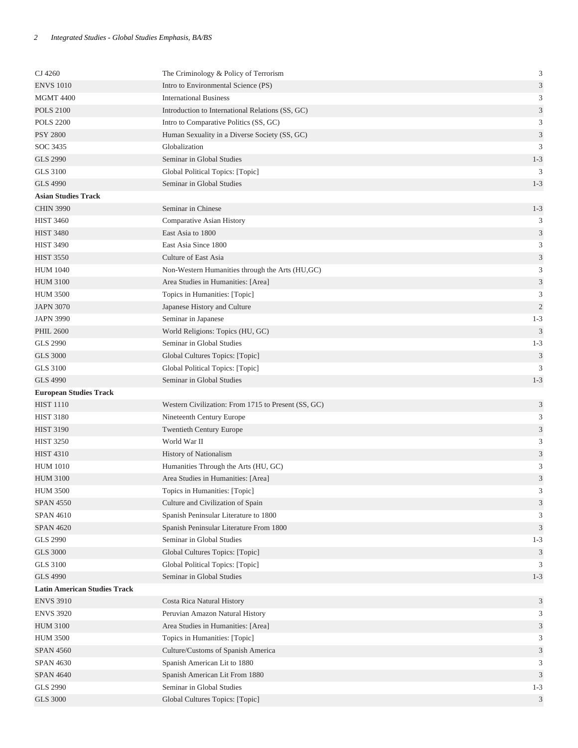| | | |
|---|---|---|
| CJ 4260 | The Criminology & Policy of Terrorism | 3 |
| ENVS 1010 | Intro to Environmental Science (PS) | 3 |
| MGMT 4400 | International Business | 3 |
| POLS 2100 | Introduction to International Relations (SS, GC) | 3 |
| POLS 2200 | Intro to Comparative Politics (SS, GC) | 3 |
| PSY 2800 | Human Sexuality in a Diverse Society (SS, GC) | 3 |
| SOC 3435 | Globalization | 3 |
| GLS 2990 | Seminar in Global Studies | 1-3 |
| GLS 3100 | Global Political Topics: [Topic] | 3 |
| GLS 4990 | Seminar in Global Studies | 1-3 |
| **Asian Studies Track** | | |
| CHIN 3990 | Seminar in Chinese | 1-3 |
| HIST 3460 | Comparative Asian History | 3 |
| HIST 3480 | East Asia to 1800 | 3 |
| HIST 3490 | East Asia Since 1800 | 3 |
| HIST 3550 | Culture of East Asia | 3 |
| HUM 1040 | Non-Western Humanities through the Arts (HU,GC) | 3 |
| HUM 3100 | Area Studies in Humanities: [Area] | 3 |
| HUM 3500 | Topics in Humanities: [Topic] | 3 |
| JAPN 3070 | Japanese History and Culture | 2 |
| JAPN 3990 | Seminar in Japanese | 1-3 |
| PHIL 2600 | World Religions: Topics (HU, GC) | 3 |
| GLS 2990 | Seminar in Global Studies | 1-3 |
| GLS 3000 | Global Cultures Topics: [Topic] | 3 |
| GLS 3100 | Global Political Topics: [Topic] | 3 |
| GLS 4990 | Seminar in Global Studies | 1-3 |
| **European Studies Track** | | |
| HIST 1110 | Western Civilization: From 1715 to Present (SS, GC) | 3 |
| HIST 3180 | Nineteenth Century Europe | 3 |
| HIST 3190 | Twentieth Century Europe | 3 |
| HIST 3250 | World War II | 3 |
| HIST 4310 | History of Nationalism | 3 |
| HUM 1010 | Humanities Through the Arts (HU, GC) | 3 |
| HUM 3100 | Area Studies in Humanities: [Area] | 3 |
| HUM 3500 | Topics in Humanities: [Topic] | 3 |
| SPAN 4550 | Culture and Civilization of Spain | 3 |
| SPAN 4610 | Spanish Peninsular Literature to 1800 | 3 |
| SPAN 4620 | Spanish Peninsular Literature From 1800 | 3 |
| GLS 2990 | Seminar in Global Studies | 1-3 |
| GLS 3000 | Global Cultures Topics: [Topic] | 3 |
| GLS 3100 | Global Political Topics: [Topic] | 3 |
| GLS 4990 | Seminar in Global Studies | 1-3 |
| **Latin American Studies Track** | | |
| ENVS 3910 | Costa Rica Natural History | 3 |
| ENVS 3920 | Peruvian Amazon Natural History | 3 |
| HUM 3100 | Area Studies in Humanities: [Area] | 3 |
| HUM 3500 | Topics in Humanities: [Topic] | 3 |
| SPAN 4560 | Culture/Customs of Spanish America | 3 |
| SPAN 4630 | Spanish American Lit to 1880 | 3 |
| SPAN 4640 | Spanish American Lit From 1880 | 3 |
| GLS 2990 | Seminar in Global Studies | 1-3 |
| GLS 3000 | Global Cultures Topics: [Topic] | 3 |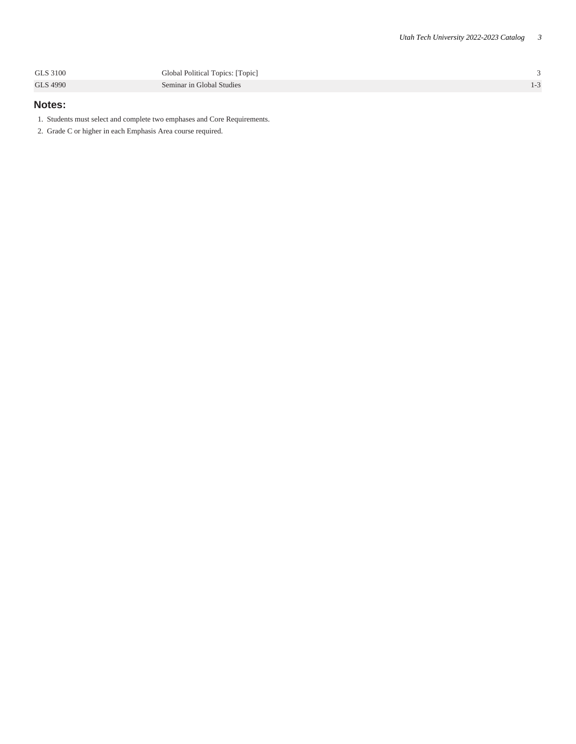| | | |
|---|---|---|
| GLS 3100 | Global Political Topics: [Topic] | 3 |
| GLS 4990 | Seminar in Global Studies | 1-3 |

## Notes:

1. Students must select and complete two emphases and Core Requirements.
2. Grade C or higher in each Emphasis Area course required.